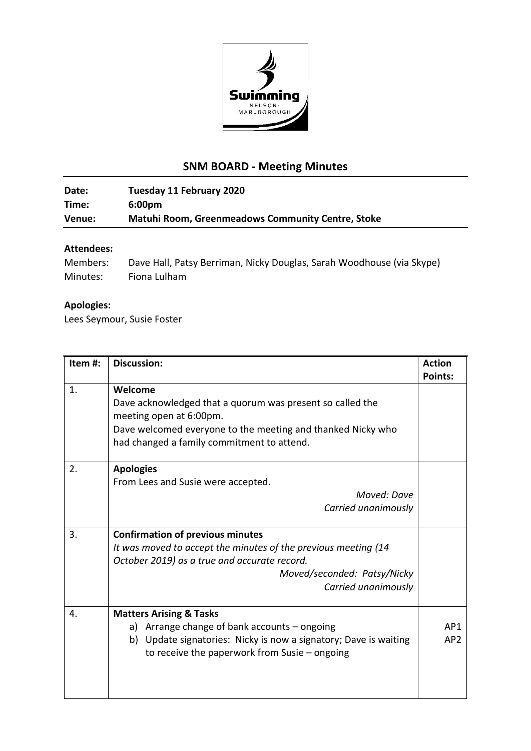# SNM BOARD - Meeting Minutes

**Date:** Tuesday 11 February 2020
**Time:** 6:00pm
**Venue:** Matuhi Room, Greenmeadows Community Centre, Stoke

**Attendees:**

Members: Dave Hall, Patsy Berriman, Nicky Douglas, Sarah Woodhouse (via Skype)
Minutes: Fiona Lulham

**Apologies:**

Lees Seymour, Susie Foster

| Item #: | Discussion: | Action Points: |
| --- | --- | --- |
| 1. | **Welcome**<br>Dave acknowledged that a quorum was present so called the meeting open at 6:00pm.<br>Dave welcomed everyone to the meeting and thanked Nicky who had changed a family commitment to attend. | |
| 2. | **Apologies**<br>From Lees and Susie were accepted.<br>*Moved: Dave*<br>*Carried unanimously* | |
| 3. | **Confirmation of previous minutes**<br>*It was moved to accept the minutes of the previous meeting (14 October 2019) as a true and accurate record.*<br>*Moved/seconded: Patsy/Nicky*<br>*Carried unanimously* | |
| 4. | **Matters Arising & Tasks**<br>a) Arrange change of bank accounts – ongoing<br>b) Update signatories: Nicky is now a signatory; Dave is waiting to receive the paperwork from Susie – ongoing | AP1<br>AP2 |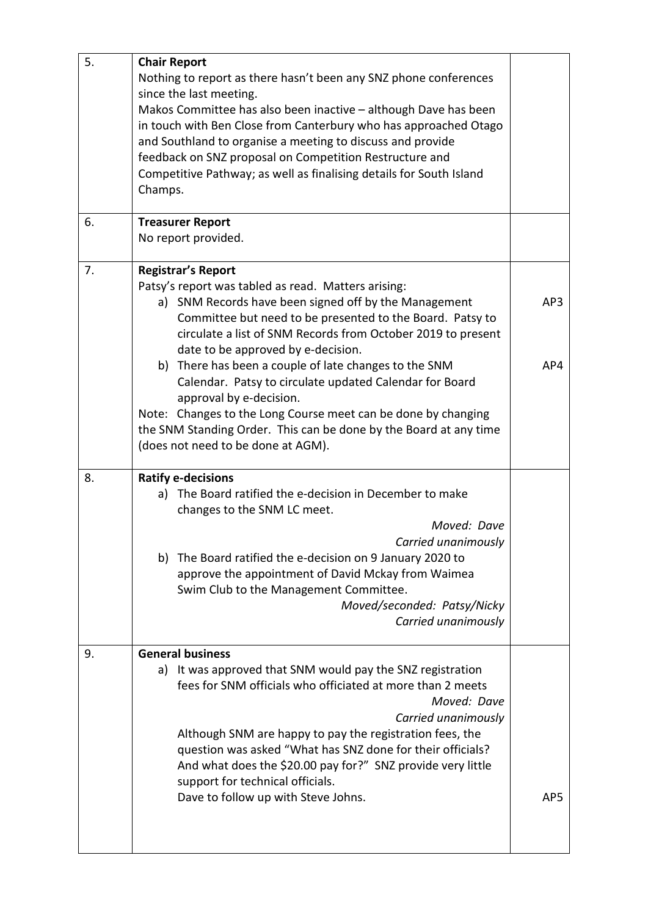| | | |
|---|---|---|
| 5. | **Chair Report**<br>Nothing to report as there hasn't been any SNZ phone conferences since the last meeting.<br>Makos Committee has also been inactive – although Dave has been in touch with Ben Close from Canterbury who has approached Otago and Southland to organise a meeting to discuss and provide feedback on SNZ proposal on Competition Restructure and Competitive Pathway; as well as finalising details for South Island Champs. | |
| 6. | **Treasurer Report**<br>No report provided. | |
| 7. | **Registrar's Report**<br>Patsy's report was tabled as read. Matters arising:<br>a) SNM Records have been signed off by the Management Committee but need to be presented to the Board. Patsy to circulate a list of SNM Records from October 2019 to present date to be approved by e-decision.<br>b) There has been a couple of late changes to the SNM Calendar. Patsy to circulate updated Calendar for Board approval by e-decision.<br>Note: Changes to the Long Course meet can be done by changing the SNM Standing Order. This can be done by the Board at any time (does not need to be done at AGM). | AP3<br><br>AP4 |
| 8. | **Ratify e-decisions**<br>a) The Board ratified the e-decision in December to make changes to the SNM LC meet.<br>*Moved: Dave*<br>*Carried unanimously*<br>b) The Board ratified the e-decision on 9 January 2020 to approve the appointment of David Mckay from Waimea Swim Club to the Management Committee.<br>*Moved/seconded: Patsy/Nicky*<br>*Carried unanimously* | |
| 9. | **General business**<br>a) It was approved that SNM would pay the SNZ registration fees for SNM officials who officiated at more than 2 meets<br>*Moved: Dave*<br>*Carried unanimously*<br>Although SNM are happy to pay the registration fees, the question was asked "What has SNZ done for their officials? And what does the $20.00 pay for?" SNZ provide very little support for technical officials.<br>Dave to follow up with Steve Johns. | AP5 |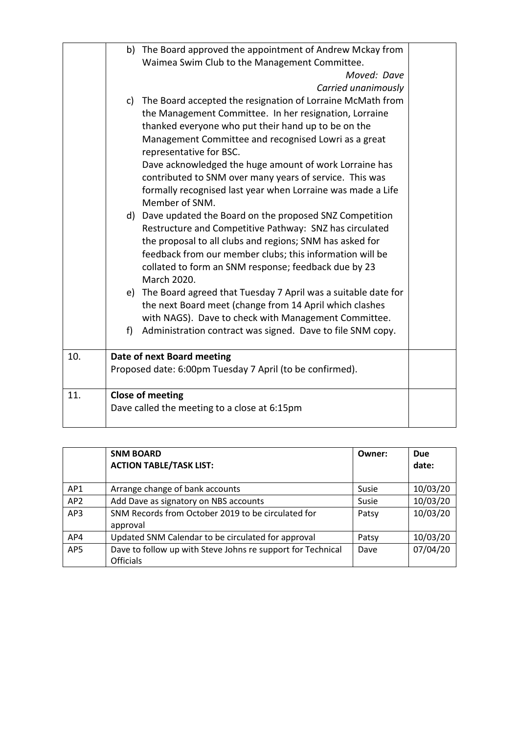| | | |
|---|---|---|
| | b) The Board approved the appointment of Andrew Mckay from Waimea Swim Club to the Management Committee.<br>*Moved: Dave*<br>*Carried unanimously*<br>c) The Board accepted the resignation of Lorraine McMath from the Management Committee. In her resignation, Lorraine thanked everyone who put their hand up to be on the Management Committee and recognised Lowri as a great representative for BSC.<br>Dave acknowledged the huge amount of work Lorraine has contributed to SNM over many years of service. This was formally recognised last year when Lorraine was made a Life Member of SNM.<br>d) Dave updated the Board on the proposed SNZ Competition Restructure and Competitive Pathway: SNZ has circulated the proposal to all clubs and regions; SNM has asked for feedback from our member clubs; this information will be collated to form an SNM response; feedback due by 23 March 2020.<br>e) The Board agreed that Tuesday 7 April was a suitable date for the next Board meet (change from 14 April which clashes with NAGS). Dave to check with Management Committee.<br>f) Administration contract was signed. Dave to file SNM copy. | |
| 10. | **Date of next Board meeting**<br>Proposed date: 6:00pm Tuesday 7 April (to be confirmed). | |
| 11. | **Close of meeting**<br>Dave called the meeting to a close at 6:15pm | |

| | **SNM BOARD**<br>**ACTION TABLE/TASK LIST:** | **Owner:** | **Due date:** |
|---|---|---|---|
| AP1 | Arrange change of bank accounts | Susie | 10/03/20 |
| AP2 | Add Dave as signatory on NBS accounts | Susie | 10/03/20 |
| AP3 | SNM Records from October 2019 to be circulated for approval | Patsy | 10/03/20 |
| AP4 | Updated SNM Calendar to be circulated for approval | Patsy | 10/03/20 |
| AP5 | Dave to follow up with Steve Johns re support for Technical Officials | Dave | 07/04/20 |